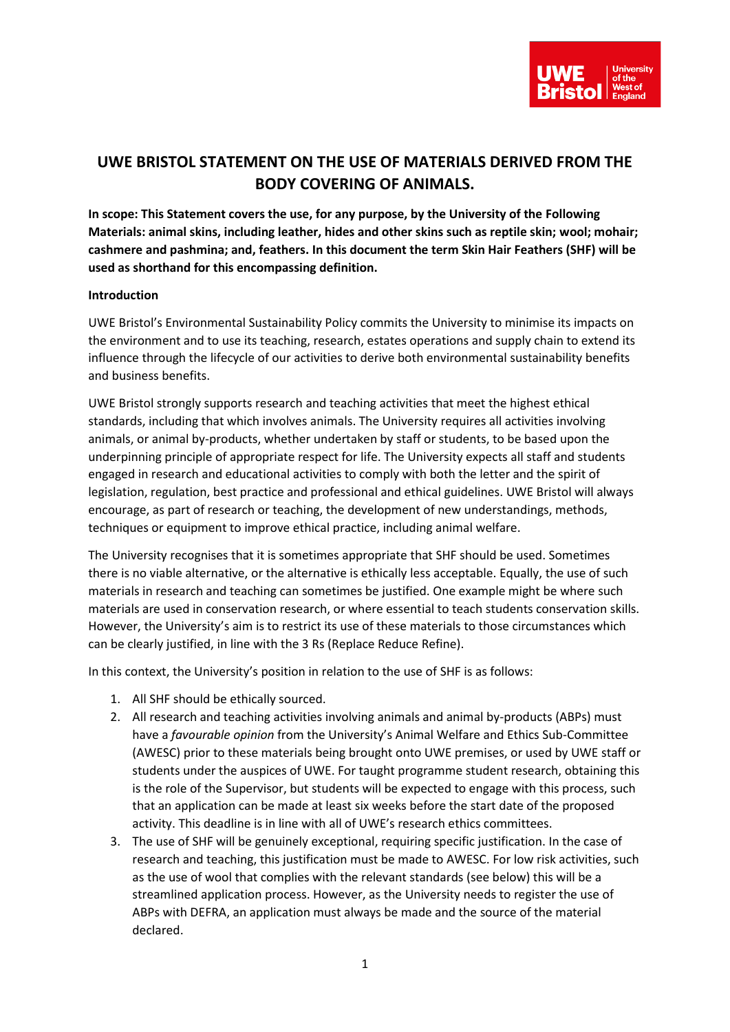# UWE BRISTOL STATEMENT ON THE USE OF MATERIALS DERIVED FROM THE BODY COVERING OF ANIMALS.

**In scope: This Statement covers the use, for any purpose, by the University of the Following Materials: animal skins, including leather, hides and other skins such as reptile skin; wool; mohair; cashmere and pashmina; and, feathers. In this document the term Skin Hair Feathers (SHF) will be used as shorthand for this encompassing definition.**

**Introduction**

UWE Bristol's Environmental Sustainability Policy commits the University to minimise its impacts on the environment and to use its teaching, research, estates operations and supply chain to extend its influence through the lifecycle of our activities to derive both environmental sustainability benefits and business benefits.

UWE Bristol strongly supports research and teaching activities that meet the highest ethical standards, including that which involves animals. The University requires all activities involving animals, or animal by-products, whether undertaken by staff or students, to be based upon the underpinning principle of appropriate respect for life. The University expects all staff and students engaged in research and educational activities to comply with both the letter and the spirit of legislation, regulation, best practice and professional and ethical guidelines. UWE Bristol will always encourage, as part of research or teaching, the development of new understandings, methods, techniques or equipment to improve ethical practice, including animal welfare.

The University recognises that it is sometimes appropriate that SHF should be used. Sometimes there is no viable alternative, or the alternative is ethically less acceptable. Equally, the use of such materials in research and teaching can sometimes be justified. One example might be where such materials are used in conservation research, or where essential to teach students conservation skills. However, the University's aim is to restrict its use of these materials to those circumstances which can be clearly justified, in line with the 3 Rs (Replace Reduce Refine).

In this context, the University's position in relation to the use of SHF is as follows:

1. All SHF should be ethically sourced.
2. All research and teaching activities involving animals and animal by-products (ABPs) must have a *favourable opinion* from the University's Animal Welfare and Ethics Sub-Committee (AWESC) prior to these materials being brought onto UWE premises, or used by UWE staff or students under the auspices of UWE. For taught programme student research, obtaining this is the role of the Supervisor, but students will be expected to engage with this process, such that an application can be made at least six weeks before the start date of the proposed activity. This deadline is in line with all of UWE's research ethics committees.
3. The use of SHF will be genuinely exceptional, requiring specific justification. In the case of research and teaching, this justification must be made to AWESC. For low risk activities, such as the use of wool that complies with the relevant standards (see below) this will be a streamlined application process. However, as the University needs to register the use of ABPs with DEFRA, an application must always be made and the source of the material declared.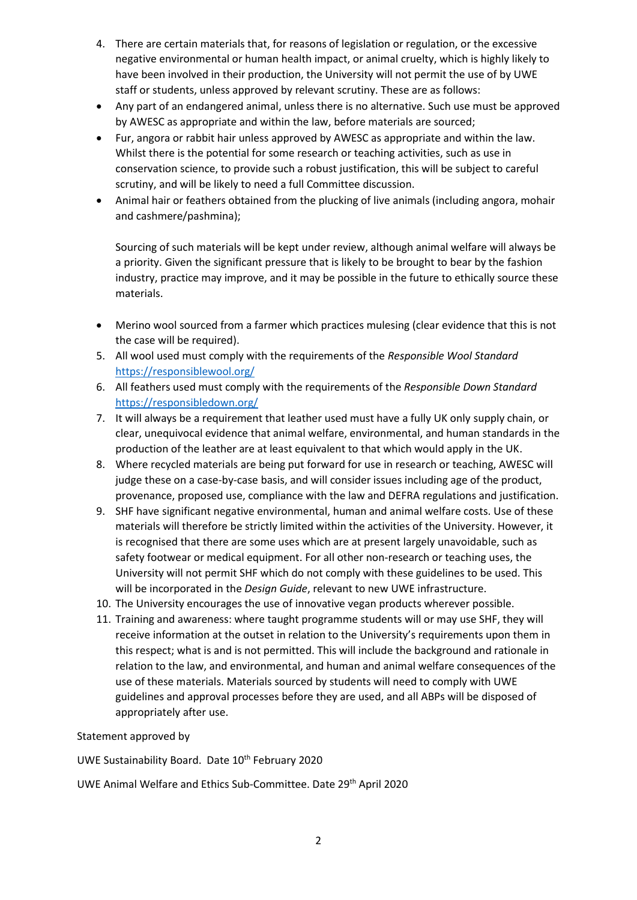4. There are certain materials that, for reasons of legislation or regulation, or the excessive negative environmental or human health impact, or animal cruelty, which is highly likely to have been involved in their production, the University will not permit the use of by UWE staff or students, unless approved by relevant scrutiny. These are as follows:

- Any part of an endangered animal, unless there is no alternative. Such use must be approved by AWESC as appropriate and within the law, before materials are sourced;
- Fur, angora or rabbit hair unless approved by AWESC as appropriate and within the law. Whilst there is the potential for some research or teaching activities, such as use in conservation science, to provide such a robust justification, this will be subject to careful scrutiny, and will be likely to need a full Committee discussion.
- Animal hair or feathers obtained from the plucking of live animals (including angora, mohair and cashmere/pashmina);

  Sourcing of such materials will be kept under review, although animal welfare will always be a priority. Given the significant pressure that is likely to be brought to bear by the fashion industry, practice may improve, and it may be possible in the future to ethically source these materials.

- Merino wool sourced from a farmer which practices mulesing (clear evidence that this is not the case will be required).

5. All wool used must comply with the requirements of the *Responsible Wool Standard* https://responsiblewool.org/
6. All feathers used must comply with the requirements of the *Responsible Down Standard* https://responsibledown.org/
7. It will always be a requirement that leather used must have a fully UK only supply chain, or clear, unequivocal evidence that animal welfare, environmental, and human standards in the production of the leather are at least equivalent to that which would apply in the UK.
8. Where recycled materials are being put forward for use in research or teaching, AWESC will judge these on a case-by-case basis, and will consider issues including age of the product, provenance, proposed use, compliance with the law and DEFRA regulations and justification.
9. SHF have significant negative environmental, human and animal welfare costs. Use of these materials will therefore be strictly limited within the activities of the University. However, it is recognised that there are some uses which are at present largely unavoidable, such as safety footwear or medical equipment. For all other non-research or teaching uses, the University will not permit SHF which do not comply with these guidelines to be used. This will be incorporated in the *Design Guide*, relevant to new UWE infrastructure.
10. The University encourages the use of innovative vegan products wherever possible.
11. Training and awareness: where taught programme students will or may use SHF, they will receive information at the outset in relation to the University's requirements upon them in this respect; what is and is not permitted. This will include the background and rationale in relation to the law, and environmental, and human and animal welfare consequences of the use of these materials. Materials sourced by students will need to comply with UWE guidelines and approval processes before they are used, and all ABPs will be disposed of appropriately after use.

Statement approved by

UWE Sustainability Board. Date 10th February 2020

UWE Animal Welfare and Ethics Sub-Committee. Date 29th April 2020